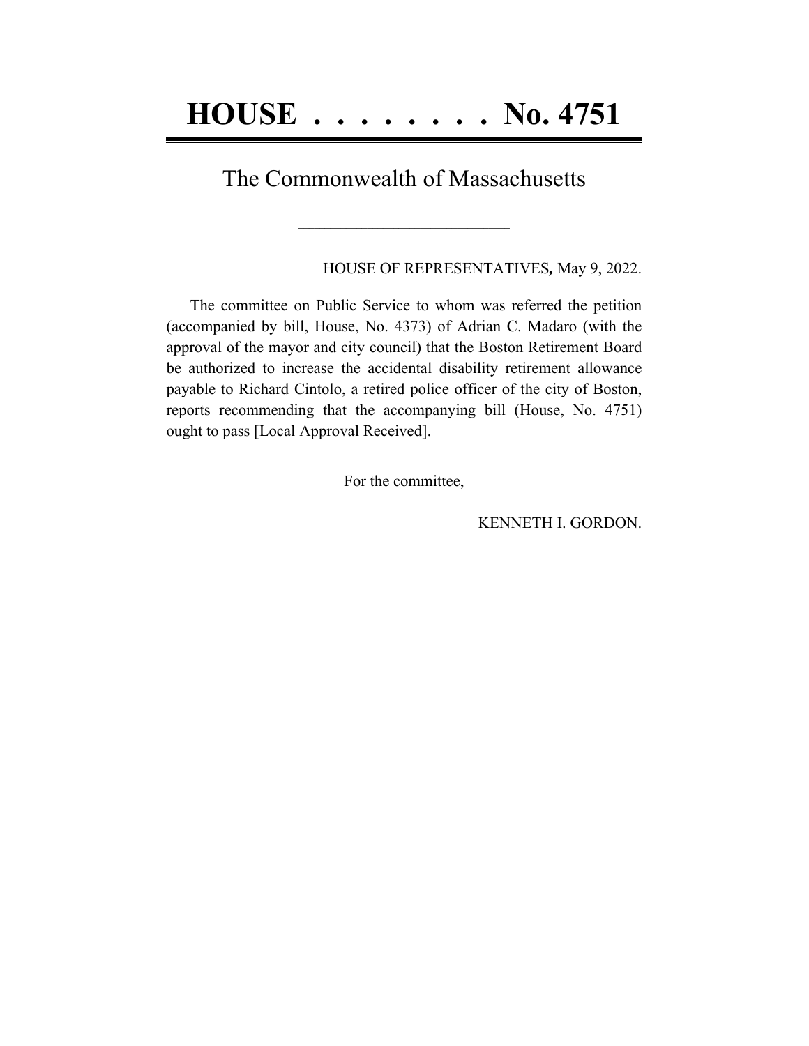# HOUSE . . . . . . . . No. 4751

## The Commonwealth of Massachusetts

\_\_\_\_\_\_\_\_\_\_\_\_\_\_\_\_\_\_\_\_\_\_\_\_\_\_

HOUSE OF REPRESENTATIVES*,* May 9, 2022.

The committee on Public Service to whom was referred the petition (accompanied by bill, House, No. 4373) of Adrian C. Madaro (with the approval of the mayor and city council) that the Boston Retirement Board be authorized to increase the accidental disability retirement allowance payable to Richard Cintolo, a retired police officer of the city of Boston, reports recommending that the accompanying bill (House, No. 4751) ought to pass [Local Approval Received].

For the committee,

KENNETH I. GORDON.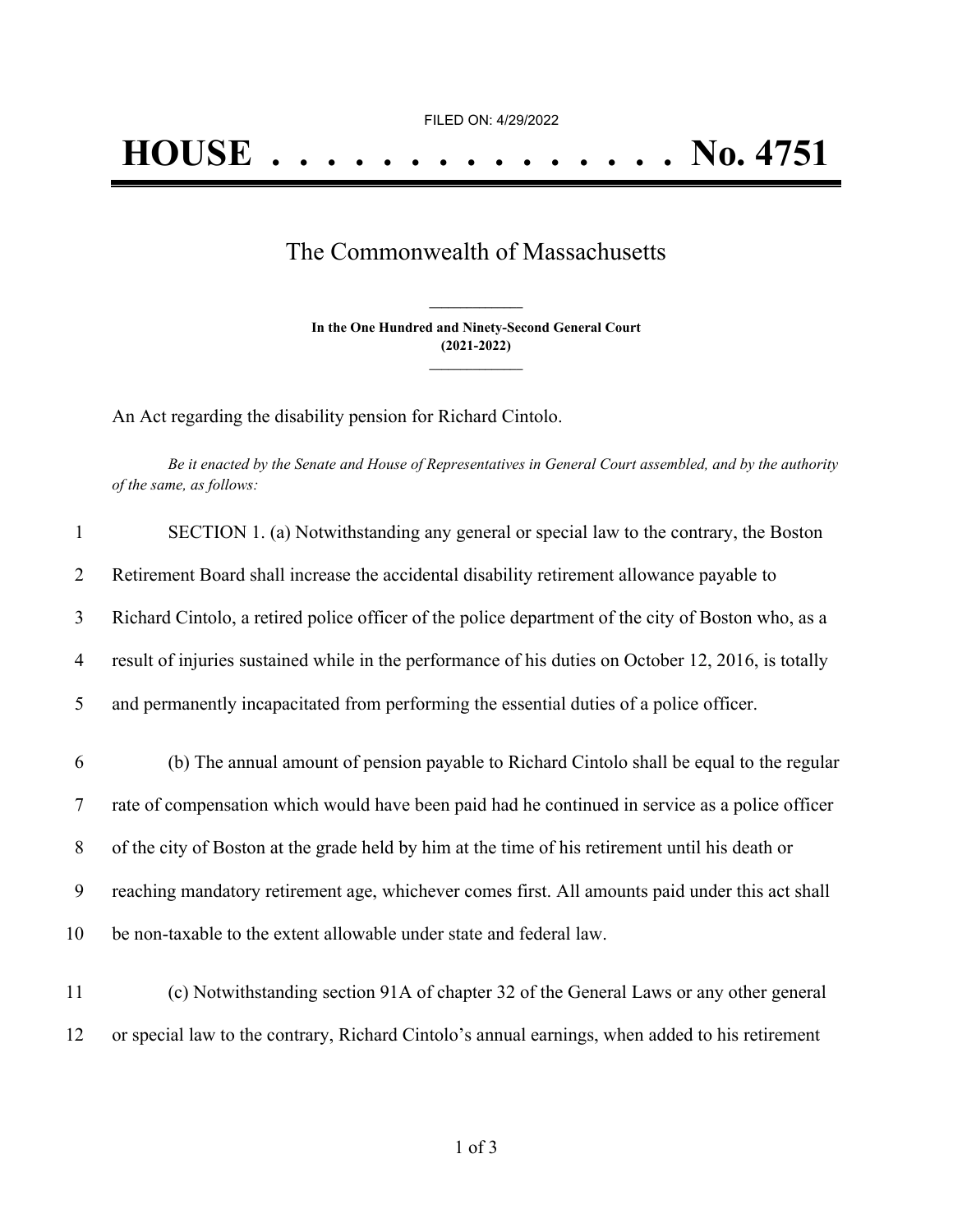FILED ON: 4/29/2022

# HOUSE . . . . . . . . . . . . . . . No. 4751

## The Commonwealth of Massachusetts

**In the One Hundred and Ninety-Second General Court**
**(2021-2022)**

An Act regarding the disability pension for Richard Cintolo.

*Be it enacted by the Senate and House of Representatives in General Court assembled, and by the authority of the same, as follows:*

1 SECTION 1. (a) Notwithstanding any general or special law to the contrary, the Boston
2 Retirement Board shall increase the accidental disability retirement allowance payable to
3 Richard Cintolo, a retired police officer of the police department of the city of Boston who, as a
4 result of injuries sustained while in the performance of his duties on October 12, 2016, is totally
5 and permanently incapacitated from performing the essential duties of a police officer.

6 (b) The annual amount of pension payable to Richard Cintolo shall be equal to the regular
7 rate of compensation which would have been paid had he continued in service as a police officer
8 of the city of Boston at the grade held by him at the time of his retirement until his death or
9 reaching mandatory retirement age, whichever comes first. All amounts paid under this act shall
10 be non-taxable to the extent allowable under state and federal law.

11 (c) Notwithstanding section 91A of chapter 32 of the General Laws or any other general
12 or special law to the contrary, Richard Cintolo's annual earnings, when added to his retirement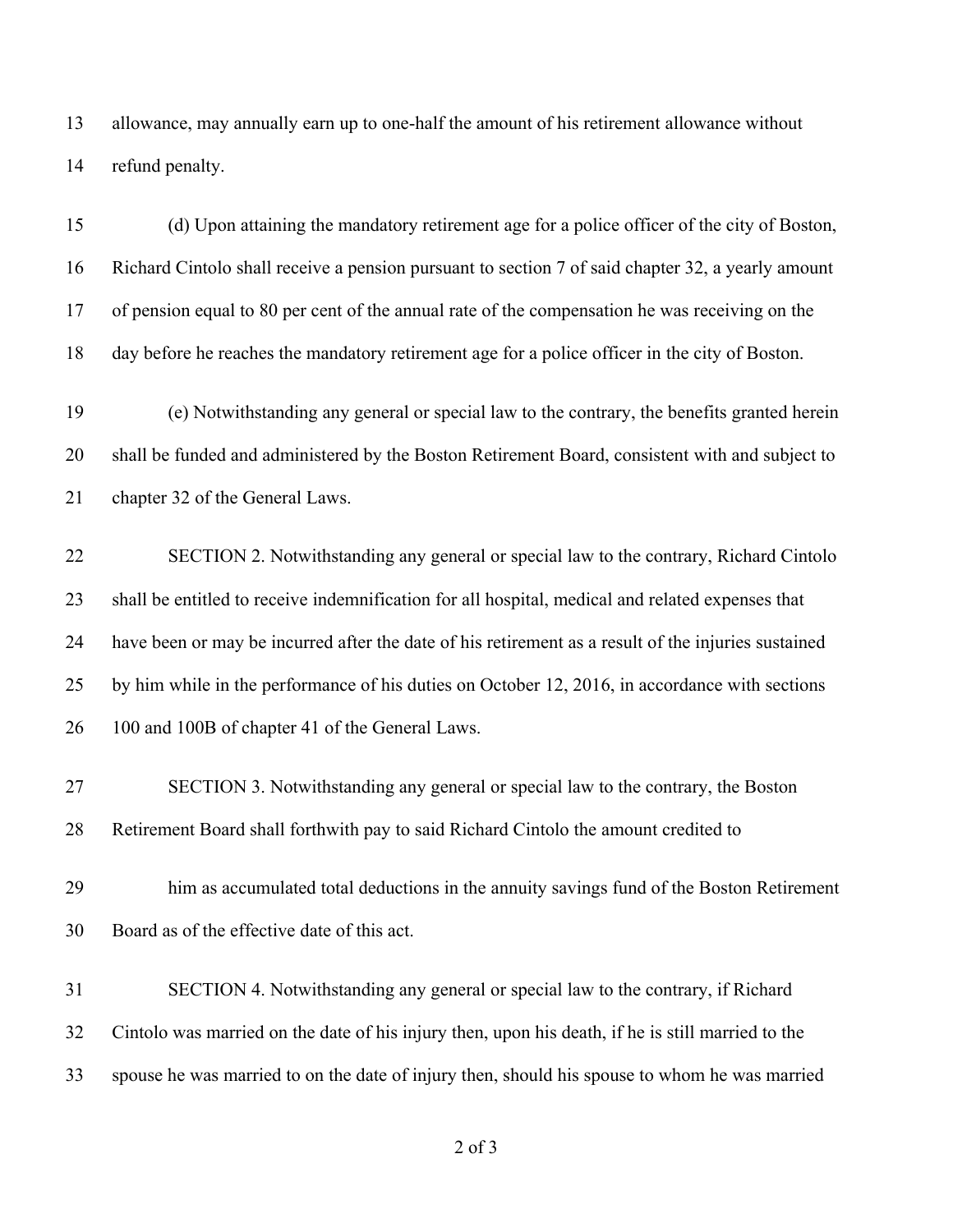allowance, may annually earn up to one-half the amount of his retirement allowance without refund penalty.

(d) Upon attaining the mandatory retirement age for a police officer of the city of Boston, Richard Cintolo shall receive a pension pursuant to section 7 of said chapter 32, a yearly amount of pension equal to 80 per cent of the annual rate of the compensation he was receiving on the day before he reaches the mandatory retirement age for a police officer in the city of Boston.

(e) Notwithstanding any general or special law to the contrary, the benefits granted herein shall be funded and administered by the Boston Retirement Board, consistent with and subject to chapter 32 of the General Laws.

SECTION 2. Notwithstanding any general or special law to the contrary, Richard Cintolo shall be entitled to receive indemnification for all hospital, medical and related expenses that have been or may be incurred after the date of his retirement as a result of the injuries sustained by him while in the performance of his duties on October 12, 2016, in accordance with sections 100 and 100B of chapter 41 of the General Laws.

SECTION 3. Notwithstanding any general or special law to the contrary, the Boston Retirement Board shall forthwith pay to said Richard Cintolo the amount credited to him as accumulated total deductions in the annuity savings fund of the Boston Retirement Board as of the effective date of this act.

SECTION 4. Notwithstanding any general or special law to the contrary, if Richard Cintolo was married on the date of his injury then, upon his death, if he is still married to the spouse he was married to on the date of injury then, should his spouse to whom he was married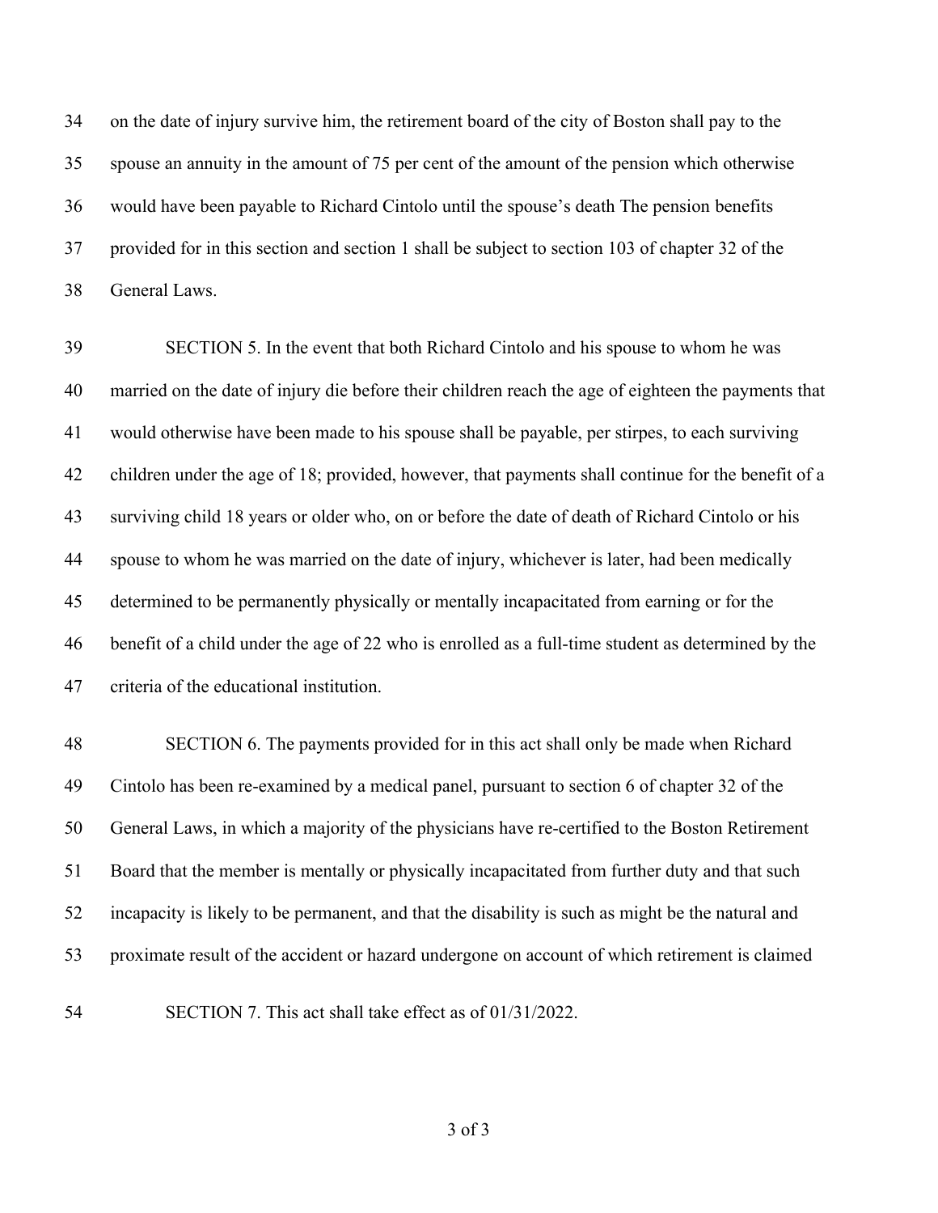on the date of injury survive him, the retirement board of the city of Boston shall pay to the spouse an annuity in the amount of 75 per cent of the amount of the pension which otherwise would have been payable to Richard Cintolo until the spouse's death The pension benefits provided for in this section and section 1 shall be subject to section 103 of chapter 32 of the General Laws.

SECTION 5. In the event that both Richard Cintolo and his spouse to whom he was married on the date of injury die before their children reach the age of eighteen the payments that would otherwise have been made to his spouse shall be payable, per stirpes, to each surviving children under the age of 18; provided, however, that payments shall continue for the benefit of a surviving child 18 years or older who, on or before the date of death of Richard Cintolo or his spouse to whom he was married on the date of injury, whichever is later, had been medically determined to be permanently physically or mentally incapacitated from earning or for the benefit of a child under the age of 22 who is enrolled as a full-time student as determined by the criteria of the educational institution.

SECTION 6. The payments provided for in this act shall only be made when Richard Cintolo has been re-examined by a medical panel, pursuant to section 6 of chapter 32 of the General Laws, in which a majority of the physicians have re-certified to the Boston Retirement Board that the member is mentally or physically incapacitated from further duty and that such incapacity is likely to be permanent, and that the disability is such as might be the natural and proximate result of the accident or hazard undergone on account of which retirement is claimed

SECTION 7. This act shall take effect as of 01/31/2022.